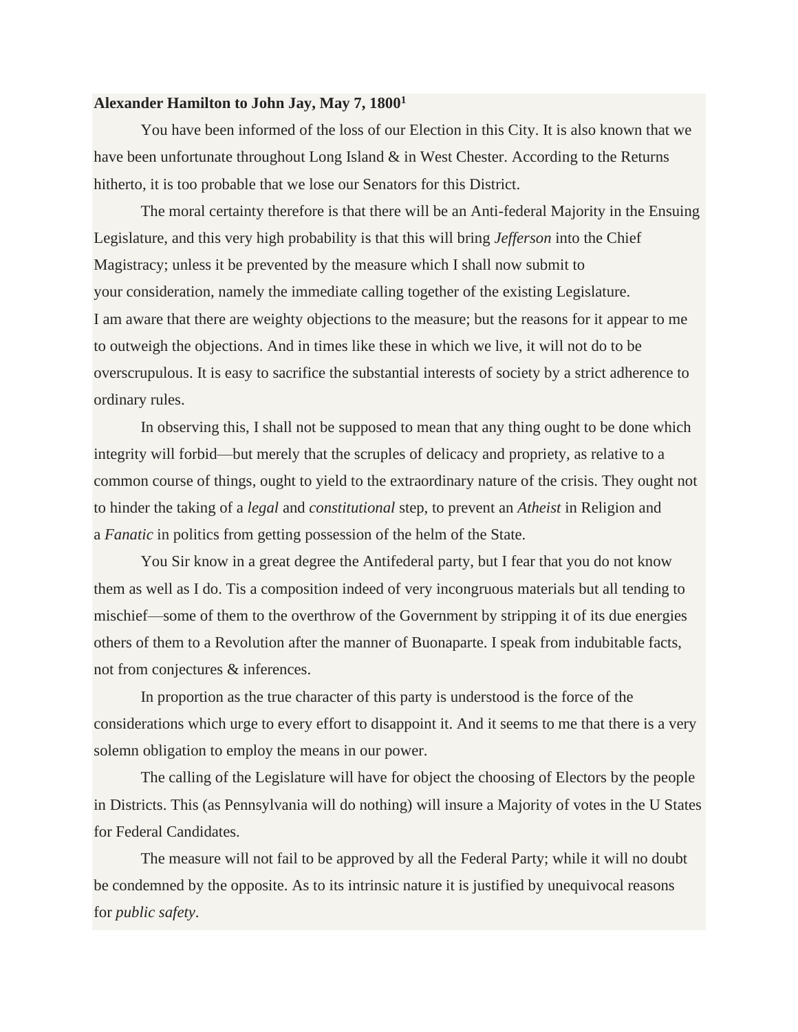**Alexander Hamilton to John Jay, May 7, 1800**[1]

You have been informed of the loss of our Election in this City. It is also known that we have been unfortunate throughout Long Island & in West Chester. According to the Returns hitherto, it is too probable that we lose our Senators for this District.

The moral certainty therefore is that there will be an Anti-federal Majority in the Ensuing Legislature, and this very high probability is that this will bring *Jefferson* into the Chief Magistracy; unless it be prevented by the measure which I shall now submit to your consideration, namely the immediate calling together of the existing Legislature.

I am aware that there are weighty objections to the measure; but the reasons for it appear to me to outweigh the objections. And in times like these in which we live, it will not do to be overscrupulous. It is easy to sacrifice the substantial interests of society by a strict adherence to ordinary rules.

In observing this, I shall not be supposed to mean that any thing ought to be done which integrity will forbid—but merely that the scruples of delicacy and propriety, as relative to a common course of things, ought to yield to the extraordinary nature of the crisis. They ought not to hinder the taking of a *legal* and *constitutional* step, to prevent an *Atheist* in Religion and a *Fanatic* in politics from getting possession of the helm of the State.

You Sir know in a great degree the Antifederal party, but I fear that you do not know them as well as I do. Tis a composition indeed of very incongruous materials but all tending to mischief—some of them to the overthrow of the Government by stripping it of its due energies others of them to a Revolution after the manner of Buonaparte. I speak from indubitable facts, not from conjectures & inferences.

In proportion as the true character of this party is understood is the force of the considerations which urge to every effort to disappoint it. And it seems to me that there is a very solemn obligation to employ the means in our power.

The calling of the Legislature will have for object the choosing of Electors by the people in Districts. This (as Pennsylvania will do nothing) will insure a Majority of votes in the U States for Federal Candidates.

The measure will not fail to be approved by all the Federal Party; while it will no doubt be condemned by the opposite. As to its intrinsic nature it is justified by unequivocal reasons for *public safety*.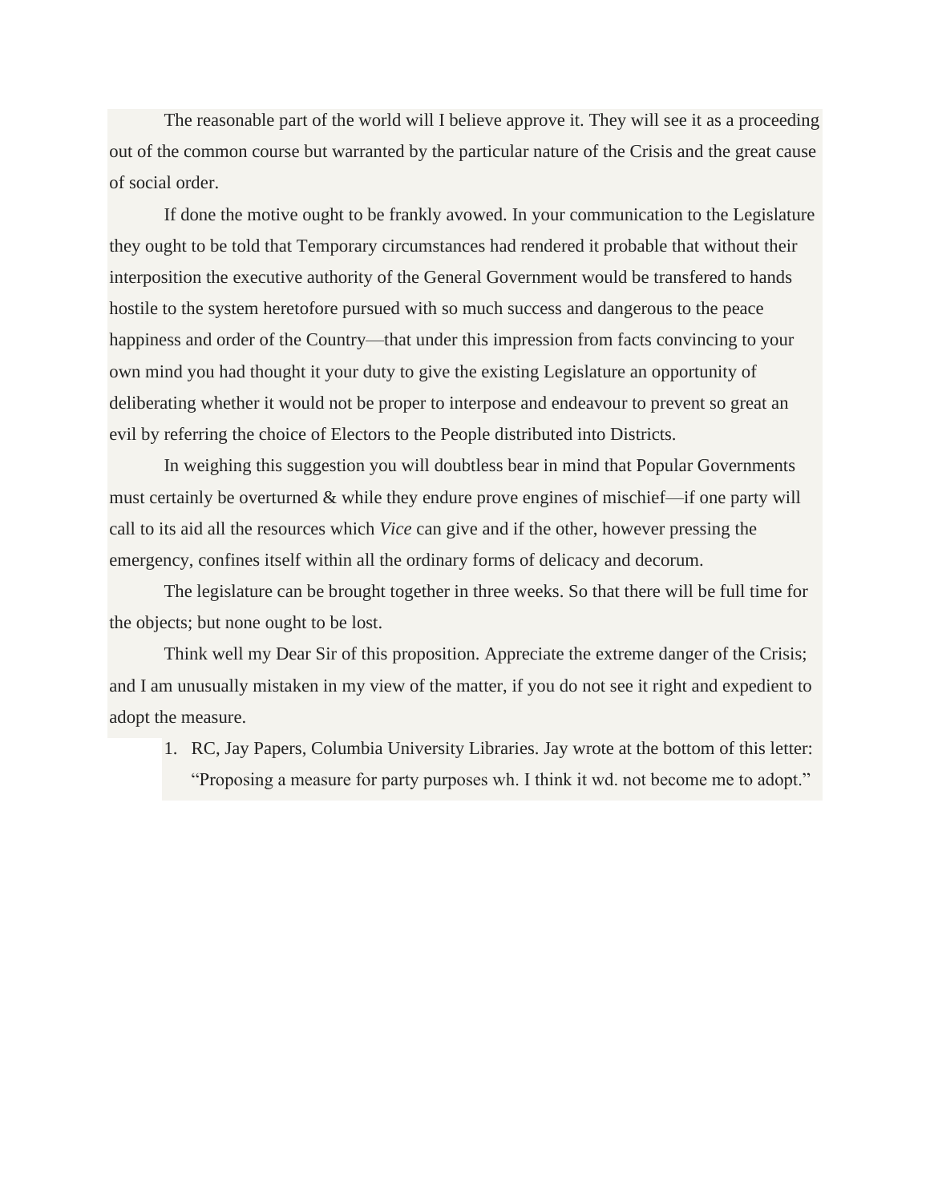The reasonable part of the world will I believe approve it. They will see it as a proceeding out of the common course but warranted by the particular nature of the Crisis and the great cause of social order.

If done the motive ought to be frankly avowed. In your communication to the Legislature they ought to be told that Temporary circumstances had rendered it probable that without their interposition the executive authority of the General Government would be transfered to hands hostile to the system heretofore pursued with so much success and dangerous to the peace happiness and order of the Country—that under this impression from facts convincing to your own mind you had thought it your duty to give the existing Legislature an opportunity of deliberating whether it would not be proper to interpose and endeavour to prevent so great an evil by referring the choice of Electors to the People distributed into Districts.

In weighing this suggestion you will doubtless bear in mind that Popular Governments must certainly be overturned & while they endure prove engines of mischief—if one party will call to its aid all the resources which *Vice* can give and if the other, however pressing the emergency, confines itself within all the ordinary forms of delicacy and decorum.

The legislature can be brought together in three weeks. So that there will be full time for the objects; but none ought to be lost.

Think well my Dear Sir of this proposition. Appreciate the extreme danger of the Crisis; and I am unusually mistaken in my view of the matter, if you do not see it right and expedient to adopt the measure.

1. RC, Jay Papers, Columbia University Libraries. Jay wrote at the bottom of this letter: “Proposing a measure for party purposes wh. I think it wd. not become me to adopt.”